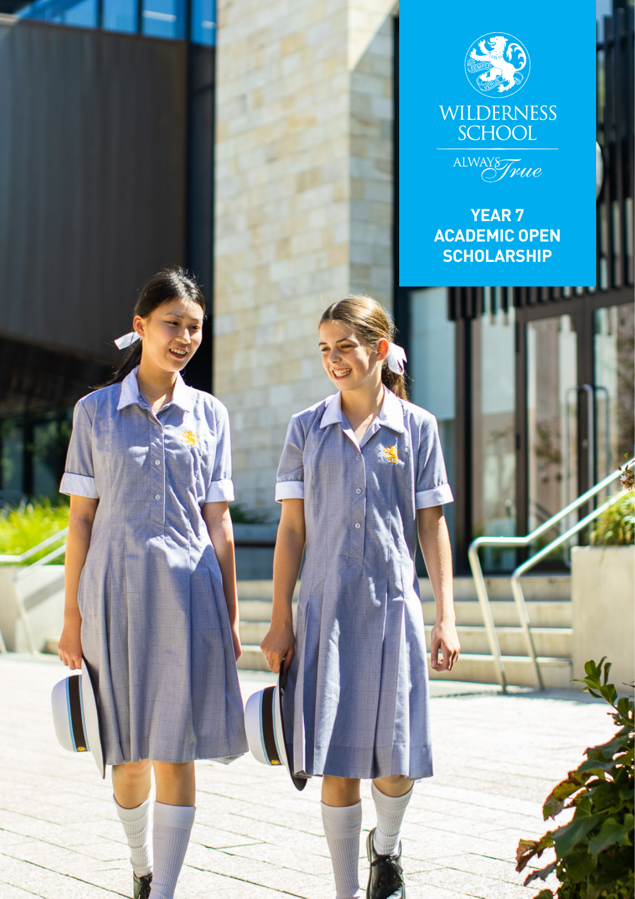WILDERNESS SCHOOL

ALWAYS True

# YEAR 7 ACADEMIC OPEN SCHOLARSHIP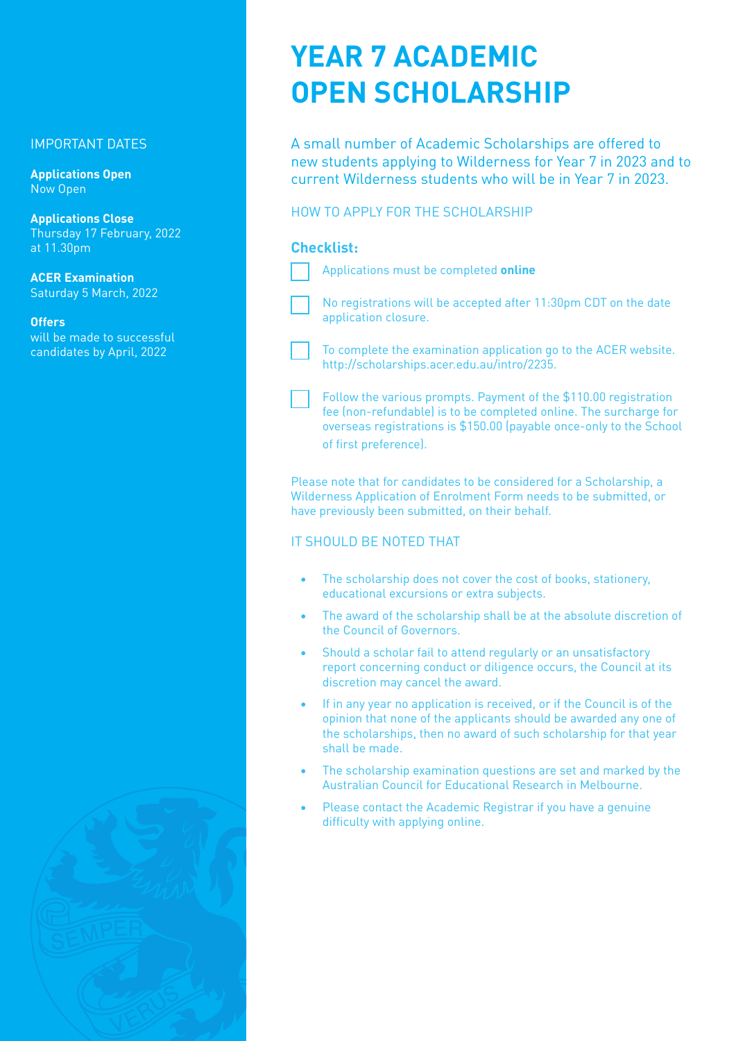## IMPORTANT DATES

**Applications Open**
Now Open

**Applications Close**
Thursday 17 February, 2022 at 11.30pm

**ACER Examination**
Saturday 5 March, 2022

**Offers**
will be made to successful candidates by April, 2022

# YEAR 7 ACADEMIC OPEN SCHOLARSHIP

A small number of Academic Scholarships are offered to new students applying to Wilderness for Year 7 in 2023 and to current Wilderness students who will be in Year 7 in 2023.

## HOW TO APPLY FOR THE SCHOLARSHIP

### Checklist:

- ☐ Applications must be completed **online**
- ☐ No registrations will be accepted after 11:30pm CDT on the date application closure.
- ☐ To complete the examination application go to the ACER website. http://scholarships.acer.edu.au/intro/2235.
- ☐ Follow the various prompts. Payment of the $110.00 registration fee (non-refundable) is to be completed online. The surcharge for overseas registrations is $150.00 (payable once-only to the School of first preference).

Please note that for candidates to be considered for a Scholarship, a Wilderness Application of Enrolment Form needs to be submitted, or have previously been submitted, on their behalf.

## IT SHOULD BE NOTED THAT

- The scholarship does not cover the cost of books, stationery, educational excursions or extra subjects.
- The award of the scholarship shall be at the absolute discretion of the Council of Governors.
- Should a scholar fail to attend regularly or an unsatisfactory report concerning conduct or diligence occurs, the Council at its discretion may cancel the award.
- If in any year no application is received, or if the Council is of the opinion that none of the applicants should be awarded any one of the scholarships, then no award of such scholarship for that year shall be made.
- The scholarship examination questions are set and marked by the Australian Council for Educational Research in Melbourne.
- Please contact the Academic Registrar if you have a genuine difficulty with applying online.